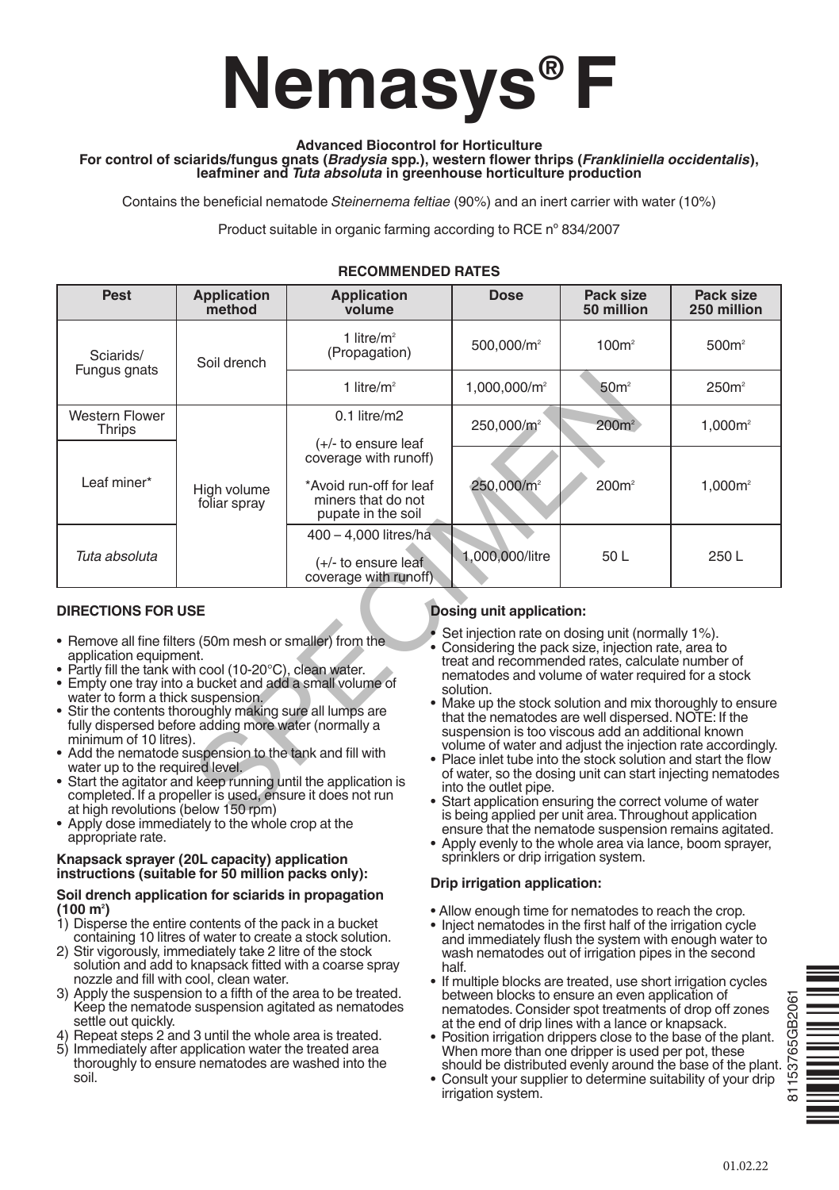# Nemasys® F

**Advanced Biocontrol for Horticulture**
**For control of sciarids/fungus gnats (*Bradysia* spp.), western flower thrips (*Frankliniella occidentalis*), leafminer and *Tuta absoluta* in greenhouse horticulture production**

Contains the beneficial nematode *Steinernema feltiae* (90%) and an inert carrier with water (10%)

Product suitable in organic farming according to RCE nº 834/2007

**RECOMMENDED RATES**

| Pest | Application method | Application volume | Dose | Pack size 50 million | Pack size 250 million |
|---|---|---|---|---|---|
| Sciarids/ Fungus gnats | Soil drench | 1 litre/m² (Propagation) | 500,000/m² | 100m² | 500m² |
| | | 1 litre/m² | 1,000,000/m² | 50m² | 250m² |
| Western Flower Thrips | High volume foliar spray | 0.1 litre/m2 (+/- to ensure leaf coverage with runoff) | 250,000/m² | 200m² | 1,000m² |
| Leaf miner* | | *Avoid run-off for leaf miners that do not pupate in the soil | 250,000/m² | 200m² | 1,000m² |
| *Tuta absoluta* | | 400 – 4,000 litres/ha (+/- to ensure leaf coverage with runoff) | 1,000,000/litre | 50 L | 250 L |

SPECIMEN

**DIRECTIONS FOR USE**

- Remove all fine filters (50m mesh or smaller) from the application equipment.
- Partly fill the tank with cool (10-20°C), clean water.
- Empty one tray into a bucket and add a small volume of water to form a thick suspension.
- Stir the contents thoroughly making sure all lumps are fully dispersed before adding more water (normally a minimum of 10 litres).
- Add the nematode suspension to the tank and fill with water up to the required level.
- Start the agitator and keep running until the application is completed. If a propeller is used, ensure it does not run at high revolutions (below 150 rpm)
- Apply dose immediately to the whole crop at the appropriate rate.

**Knapsack sprayer (20L capacity) application instructions (suitable for 50 million packs only):**

**Soil drench application for sciarids in propagation (100 m²)**

1) Disperse the entire contents of the pack in a bucket containing 10 litres of water to create a stock solution.
2) Stir vigorously, immediately take 2 litre of the stock solution and add to knapsack fitted with a coarse spray nozzle and fill with cool, clean water.
3) Apply the suspension to a fifth of the area to be treated. Keep the nematode suspension agitated as nematodes settle out quickly.
4) Repeat steps 2 and 3 until the whole area is treated.
5) Immediately after application water the treated area thoroughly to ensure nematodes are washed into the soil.

**Dosing unit application:**

- Set injection rate on dosing unit (normally 1%).
- Considering the pack size, injection rate, area to treat and recommended rates, calculate number of nematodes and volume of water required for a stock solution.
- Make up the stock solution and mix thoroughly to ensure that the nematodes are well dispersed. NOTE: If the suspension is too viscous add an additional known volume of water and adjust the injection rate accordingly.
- Place inlet tube into the stock solution and start the flow of water, so the dosing unit can start injecting nematodes into the outlet pipe.
- Start application ensuring the correct volume of water is being applied per unit area. Throughout application ensure that the nematode suspension remains agitated.
- Apply evenly to the whole area via lance, boom sprayer, sprinklers or drip irrigation system.

**Drip irrigation application:**

- Allow enough time for nematodes to reach the crop.
- Inject nematodes in the first half of the irrigation cycle and immediately flush the system with enough water to wash nematodes out of irrigation pipes in the second half.
- If multiple blocks are treated, use short irrigation cycles between blocks to ensure an even application of nematodes. Consider spot treatments of drop off zones at the end of drip lines with a lance or knapsack.
- Position irrigation drippers close to the base of the plant. When more than one dripper is used per pot, these should be distributed evenly around the base of the plant.
- Consult your supplier to determine suitability of your drip irrigation system.

81153765GB2061

01.02.22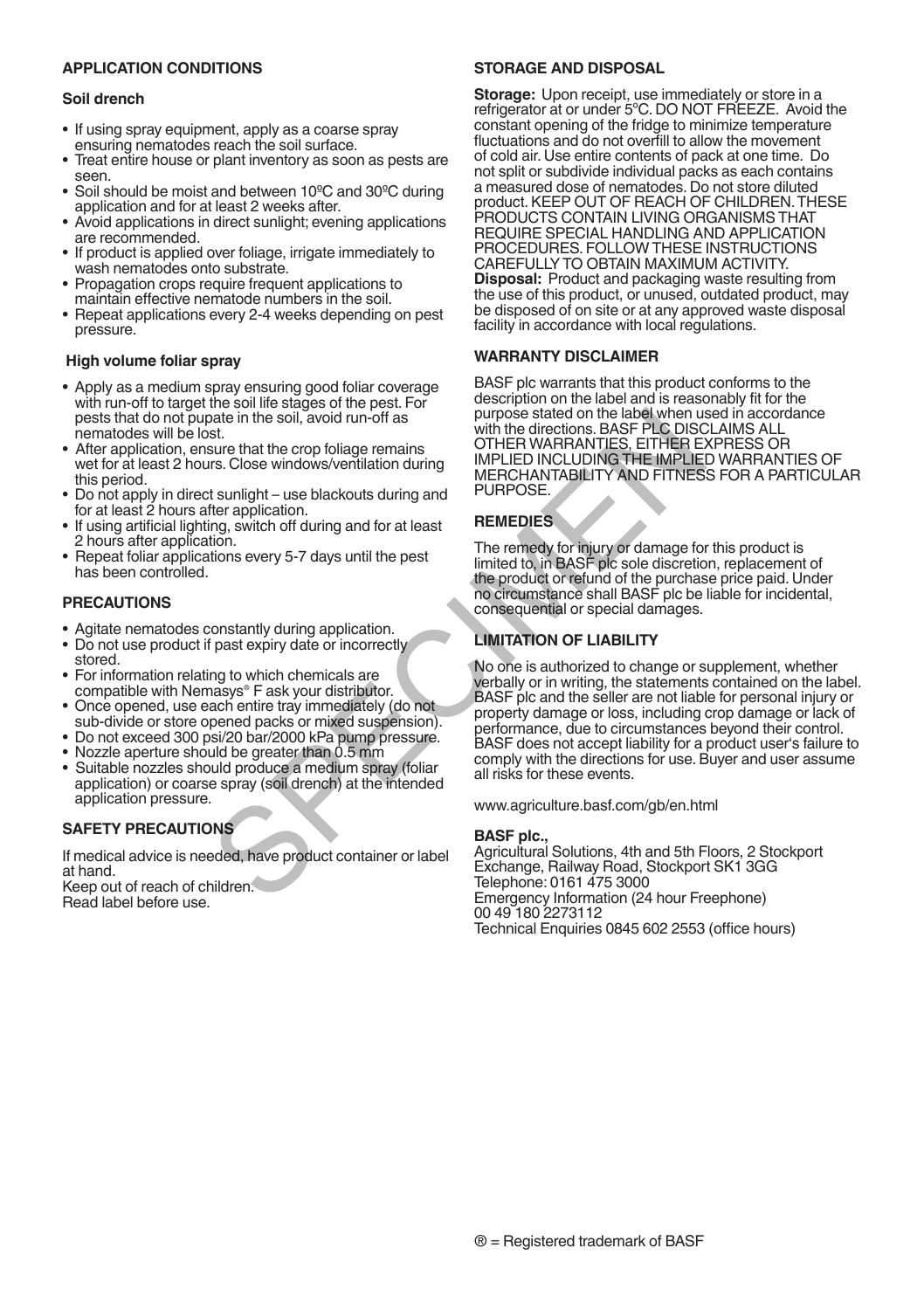## APPLICATION CONDITIONS

### Soil drench

- If using spray equipment, apply as a coarse spray ensuring nematodes reach the soil surface.
- Treat entire house or plant inventory as soon as pests are seen.
- Soil should be moist and between 10ºC and 30ºC during application and for at least 2 weeks after.
- Avoid applications in direct sunlight; evening applications are recommended.
- If product is applied over foliage, irrigate immediately to wash nematodes onto substrate.
- Propagation crops require frequent applications to maintain effective nematode numbers in the soil.
- Repeat applications every 2-4 weeks depending on pest pressure.

### High volume foliar spray

- Apply as a medium spray ensuring good foliar coverage with run-off to target the soil life stages of the pest. For pests that do not pupate in the soil, avoid run-off as nematodes will be lost.
- After application, ensure that the crop foliage remains wet for at least 2 hours. Close windows/ventilation during this period.
- Do not apply in direct sunlight – use blackouts during and for at least 2 hours after application.
- If using artificial lighting, switch off during and for at least 2 hours after application.
- Repeat foliar applications every 5-7 days until the pest has been controlled.

## PRECAUTIONS

- Agitate nematodes constantly during application.
- Do not use product if past expiry date or incorrectly stored.
- For information relating to which chemicals are compatible with Nemasys® F ask your distributor.
- Once opened, use each entire tray immediately (do not sub-divide or store opened packs or mixed suspension).
- Do not exceed 300 psi/20 bar/2000 kPa pump pressure.
- Nozzle aperture should be greater than 0.5 mm
- Suitable nozzles should produce a medium spray (foliar application) or coarse spray (soil drench) at the intended application pressure.

## SAFETY PRECAUTIONS

If medical advice is needed, have product container or label at hand.
Keep out of reach of children.
Read label before use.

## STORAGE AND DISPOSAL

**Storage:** Upon receipt, use immediately or store in a refrigerator at or under 5ºC. DO NOT FREEZE. Avoid the constant opening of the fridge to minimize temperature fluctuations and do not overfill to allow the movement of cold air. Use entire contents of pack at one time. Do not split or subdivide individual packs as each contains a measured dose of nematodes. Do not store diluted product. KEEP OUT OF REACH OF CHILDREN. THESE PRODUCTS CONTAIN LIVING ORGANISMS THAT REQUIRE SPECIAL HANDLING AND APPLICATION PROCEDURES. FOLLOW THESE INSTRUCTIONS CAREFULLY TO OBTAIN MAXIMUM ACTIVITY.
**Disposal:** Product and packaging waste resulting from the use of this product, or unused, outdated product, may be disposed of on site or at any approved waste disposal facility in accordance with local regulations.

## WARRANTY DISCLAIMER

BASF plc warrants that this product conforms to the description on the label and is reasonably fit for the purpose stated on the label when used in accordance with the directions. BASF PLC DISCLAIMS ALL OTHER WARRANTIES, EITHER EXPRESS OR IMPLIED INCLUDING THE IMPLIED WARRANTIES OF MERCHANTABILITY AND FITNESS FOR A PARTICULAR PURPOSE.

## REMEDIES

The remedy for injury or damage for this product is limited to, in BASF plc sole discretion, replacement of the product or refund of the purchase price paid. Under no circumstance shall BASF plc be liable for incidental, consequential or special damages.

## LIMITATION OF LIABILITY

No one is authorized to change or supplement, whether verbally or in writing, the statements contained on the label. BASF plc and the seller are not liable for personal injury or property damage or loss, including crop damage or lack of performance, due to circumstances beyond their control. BASF does not accept liability for a product user's failure to comply with the directions for use. Buyer and user assume all risks for these events.

www.agriculture.basf.com/gb/en.html

**BASF plc.,**
Agricultural Solutions, 4th and 5th Floors, 2 Stockport Exchange, Railway Road, Stockport SK1 3GG
Telephone: 0161 475 3000
Emergency Information (24 hour Freephone)
00 49 180 2273112
Technical Enquiries 0845 602 2553 (office hours)

® = Registered trademark of BASF